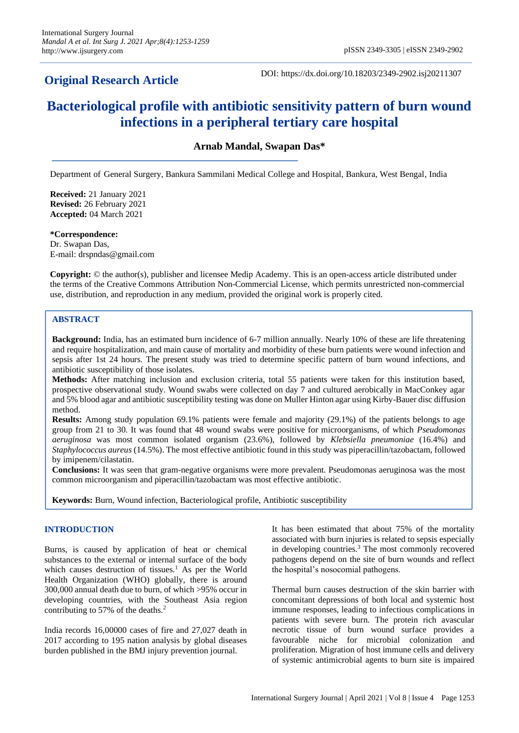## Original Research Article

DOI: https://dx.doi.org/10.18203/2349-2902.isj20211307

# Bacteriological profile with antibiotic sensitivity pattern of burn wound infections in a peripheral tertiary care hospital

**Arnab Mandal, Swapan Das***

Department of General Surgery, Bankura Sammilani Medical College and Hospital, Bankura, West Bengal, India

**Received:** 21 January 2021
**Revised:** 26 February 2021
**Accepted:** 04 March 2021

**\*Correspondence:**
Dr. Swapan Das,
E-mail: drspndas@gmail.com

**Copyright:** © the author(s), publisher and licensee Medip Academy. This is an open-access article distributed under the terms of the Creative Commons Attribution Non-Commercial License, which permits unrestricted non-commercial use, distribution, and reproduction in any medium, provided the original work is properly cited.

## ABSTRACT

**Background:** India, has an estimated burn incidence of 6-7 million annually. Nearly 10% of these are life threatening and require hospitalization, and main cause of mortality and morbidity of these burn patients were wound infection and sepsis after 1st 24 hours. The present study was tried to determine specific pattern of burn wound infections, and antibiotic susceptibility of those isolates.

**Methods:** After matching inclusion and exclusion criteria, total 55 patients were taken for this institution based, prospective observational study. Wound swabs were collected on day 7 and cultured aerobically in MacConkey agar and 5% blood agar and antibiotic susceptibility testing was done on Muller Hinton agar using Kirby-Bauer disc diffusion method.

**Results:** Among study population 69.1% patients were female and majority (29.1%) of the patients belongs to age group from 21 to 30. It was found that 48 wound swabs were positive for microorganisms, of which *Pseudomonas aeruginosa* was most common isolated organism (23.6%), followed by *Klebsiella pneumoniae* (16.4%) and *Staphylococcus aureus* (14.5%). The most effective antibiotic found in this study was piperacillin/tazobactam, followed by imipenem/cilastatin.

**Conclusions:** It was seen that gram-negative organisms were more prevalent. Pseudomonas aeruginosa was the most common microorganism and piperacillin/tazobactam was most effective antibiotic.

**Keywords:** Burn, Wound infection, Bacteriological profile, Antibiotic susceptibility

## INTRODUCTION

Burns, is caused by application of heat or chemical substances to the external or internal surface of the body which causes destruction of tissues.[1] As per the World Health Organization (WHO) globally, there is around 300,000 annual death due to burn, of which >95% occur in developing countries, with the Southeast Asia region contributing to 57% of the deaths.[2]

India records 16,00000 cases of fire and 27,027 death in 2017 according to 195 nation analysis by global diseases burden published in the BMJ injury prevention journal.

It has been estimated that about 75% of the mortality associated with burn injuries is related to sepsis especially in developing countries.[3] The most commonly recovered pathogens depend on the site of burn wounds and reflect the hospital's nosocomial pathogens.

Thermal burn causes destruction of the skin barrier with concomitant depressions of both local and systemic host immune responses, leading to infectious complications in patients with severe burn. The protein rich avascular necrotic tissue of burn wound surface provides a favourable niche for microbial colonization and proliferation. Migration of host immune cells and delivery of systemic antimicrobial agents to burn site is impaired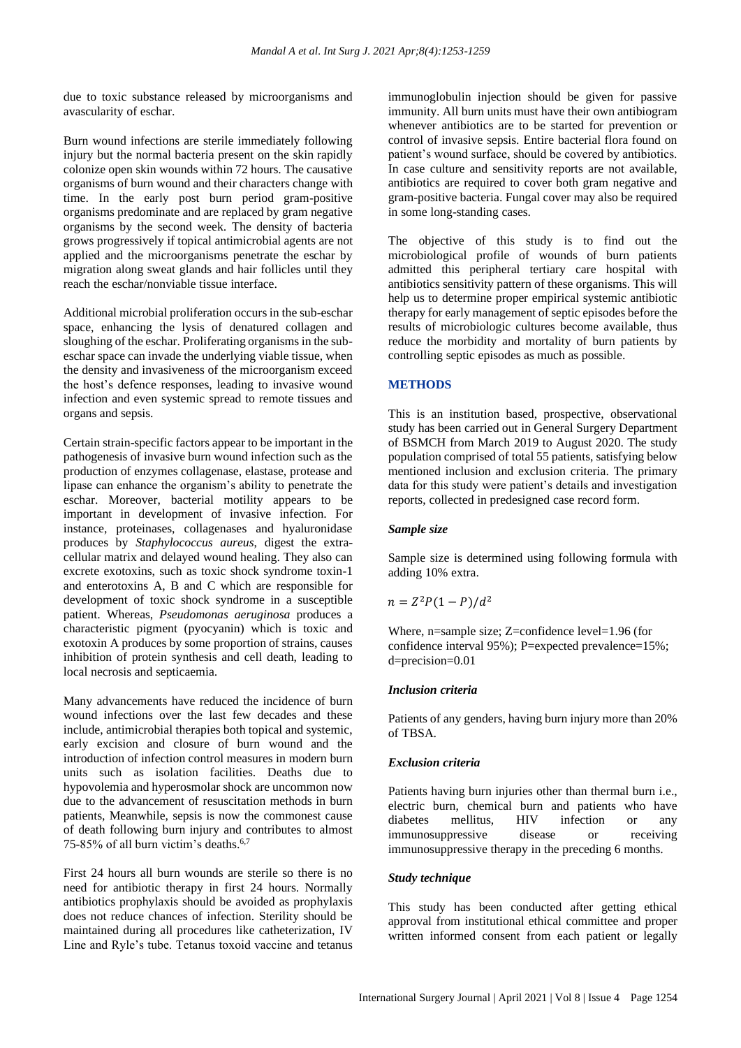due to toxic substance released by microorganisms and avascularity of eschar.

Burn wound infections are sterile immediately following injury but the normal bacteria present on the skin rapidly colonize open skin wounds within 72 hours. The causative organisms of burn wound and their characters change with time. In the early post burn period gram-positive organisms predominate and are replaced by gram negative organisms by the second week. The density of bacteria grows progressively if topical antimicrobial agents are not applied and the microorganisms penetrate the eschar by migration along sweat glands and hair follicles until they reach the eschar/nonviable tissue interface.

Additional microbial proliferation occurs in the sub-eschar space, enhancing the lysis of denatured collagen and sloughing of the eschar. Proliferating organisms in the sub-eschar space can invade the underlying viable tissue, when the density and invasiveness of the microorganism exceed the host's defence responses, leading to invasive wound infection and even systemic spread to remote tissues and organs and sepsis.

Certain strain-specific factors appear to be important in the pathogenesis of invasive burn wound infection such as the production of enzymes collagenase, elastase, protease and lipase can enhance the organism's ability to penetrate the eschar. Moreover, bacterial motility appears to be important in development of invasive infection. For instance, proteinases, collagenases and hyaluronidase produces by *Staphylococcus aureus*, digest the extra-cellular matrix and delayed wound healing. They also can excrete exotoxins, such as toxic shock syndrome toxin-1 and enterotoxins A, B and C which are responsible for development of toxic shock syndrome in a susceptible patient. Whereas, *Pseudomonas aeruginosa* produces a characteristic pigment (pyocyanin) which is toxic and exotoxin A produces by some proportion of strains, causes inhibition of protein synthesis and cell death, leading to local necrosis and septicaemia.

Many advancements have reduced the incidence of burn wound infections over the last few decades and these include, antimicrobial therapies both topical and systemic, early excision and closure of burn wound and the introduction of infection control measures in modern burn units such as isolation facilities. Deaths due to hypovolemia and hyperosmolar shock are uncommon now due to the advancement of resuscitation methods in burn patients, Meanwhile, sepsis is now the commonest cause of death following burn injury and contributes to almost 75-85% of all burn victim's deaths.[6,7]

First 24 hours all burn wounds are sterile so there is no need for antibiotic therapy in first 24 hours. Normally antibiotics prophylaxis should be avoided as prophylaxis does not reduce chances of infection. Sterility should be maintained during all procedures like catheterization, IV Line and Ryle's tube. Tetanus toxoid vaccine and tetanus immunoglobulin injection should be given for passive immunity. All burn units must have their own antibiogram whenever antibiotics are to be started for prevention or control of invasive sepsis. Entire bacterial flora found on patient's wound surface, should be covered by antibiotics. In case culture and sensitivity reports are not available, antibiotics are required to cover both gram negative and gram-positive bacteria. Fungal cover may also be required in some long-standing cases.

The objective of this study is to find out the microbiological profile of wounds of burn patients admitted this peripheral tertiary care hospital with antibiotics sensitivity pattern of these organisms. This will help us to determine proper empirical systemic antibiotic therapy for early management of septic episodes before the results of microbiologic cultures become available, thus reduce the morbidity and mortality of burn patients by controlling septic episodes as much as possible.

## METHODS

This is an institution based, prospective, observational study has been carried out in General Surgery Department of BSMCH from March 2019 to August 2020. The study population comprised of total 55 patients, satisfying below mentioned inclusion and exclusion criteria. The primary data for this study were patient's details and investigation reports, collected in predesigned case record form.

### *Sample size*

Sample size is determined using following formula with adding 10% extra.

$$n = Z^2P(1-P)/d^2$$

Where, n=sample size; Z=confidence level=1.96 (for confidence interval 95%); P=expected prevalence=15%; d=precision=0.01

### *Inclusion criteria*

Patients of any genders, having burn injury more than 20% of TBSA.

### *Exclusion criteria*

Patients having burn injuries other than thermal burn i.e., electric burn, chemical burn and patients who have diabetes mellitus, HIV infection or any immunosuppressive disease or receiving immunosuppressive therapy in the preceding 6 months.

### *Study technique*

This study has been conducted after getting ethical approval from institutional ethical committee and proper written informed consent from each patient or legally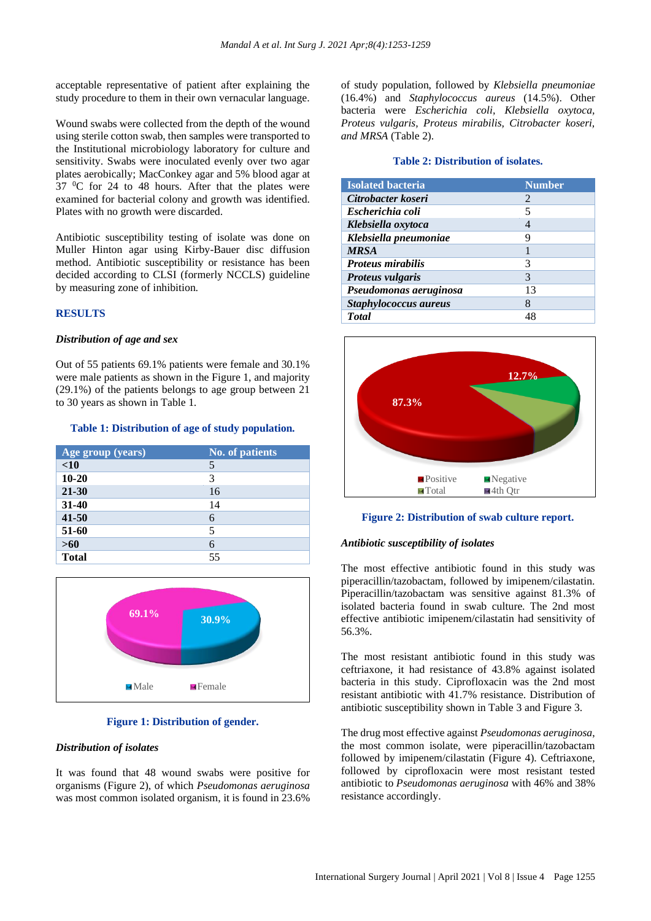acceptable representative of patient after explaining the study procedure to them in their own vernacular language.

Wound swabs were collected from the depth of the wound using sterile cotton swab, then samples were transported to the Institutional microbiology laboratory for culture and sensitivity. Swabs were inoculated evenly over two agar plates aerobically; MacConkey agar and 5% blood agar at 37 $^{0}$C for 24 to 48 hours. After that the plates were examined for bacterial colony and growth was identified. Plates with no growth were discarded.

Antibiotic susceptibility testing of isolate was done on Muller Hinton agar using Kirby-Bauer disc diffusion method. Antibiotic susceptibility or resistance has been decided according to CLSI (formerly NCCLS) guideline by measuring zone of inhibition.

## RESULTS

### *Distribution of age and sex*

Out of 55 patients 69.1% patients were female and 30.1% were male patients as shown in the Figure 1, and majority (29.1%) of the patients belongs to age group between 21 to 30 years as shown in Table 1.

**Table 1: Distribution of age of study population.**

| Age group (years) | No. of patients |
|---|---|
| **<10** | 5 |
| **10-20** | 3 |
| **21-30** | 16 |
| **31-40** | 14 |
| **41-50** | 6 |
| **51-60** | 5 |
| **>60** | 6 |
| **Total** | 55 |

69.1%
30.9%
Male
Female

**Figure 1: Distribution of gender.**

### *Distribution of isolates*

It was found that 48 wound swabs were positive for organisms (Figure 2), of which *Pseudomonas aeruginosa* was most common isolated organism, it is found in 23.6% of study population, followed by *Klebsiella pneumoniae* (16.4%) and *Staphylococcus aureus* (14.5%). Other bacteria were *Escherichia coli, Klebsiella oxytoca, Proteus vulgaris, Proteus mirabilis, Citrobacter koseri, and MRSA* (Table 2).

**Table 2: Distribution of isolates.**

| Isolated bacteria | Number |
|---|---|
| ***Citrobacter koseri*** | 2 |
| ***Escherichia coli*** | 5 |
| ***Klebsiella oxytoca*** | 4 |
| ***Klebsiella pneumoniae*** | 9 |
| ***MRSA*** | 1 |
| ***Proteus mirabilis*** | 3 |
| ***Proteus vulgaris*** | 3 |
| ***Pseudomonas aeruginosa*** | 13 |
| ***Staphylococcus aureus*** | 8 |
| ***Total*** | 48 |

12.7%
87.3%
Positive
Negative
Total
4th Qtr

**Figure 2: Distribution of swab culture report.**

### *Antibiotic susceptibility of isolates*

The most effective antibiotic found in this study was piperacillin/tazobactam, followed by imipenem/cilastatin. Piperacillin/tazobactam was sensitive against 81.3% of isolated bacteria found in swab culture. The 2nd most effective antibiotic imipenem/cilastatin had sensitivity of 56.3%.

The most resistant antibiotic found in this study was ceftriaxone, it had resistance of 43.8% against isolated bacteria in this study. Ciprofloxacin was the 2nd most resistant antibiotic with 41.7% resistance. Distribution of antibiotic susceptibility shown in Table 3 and Figure 3.

The drug most effective against *Pseudomonas aeruginosa*, the most common isolate, were piperacillin/tazobactam followed by imipenem/cilastatin (Figure 4). Ceftriaxone, followed by ciprofloxacin were most resistant tested antibiotic to *Pseudomonas aeruginosa* with 46% and 38% resistance accordingly.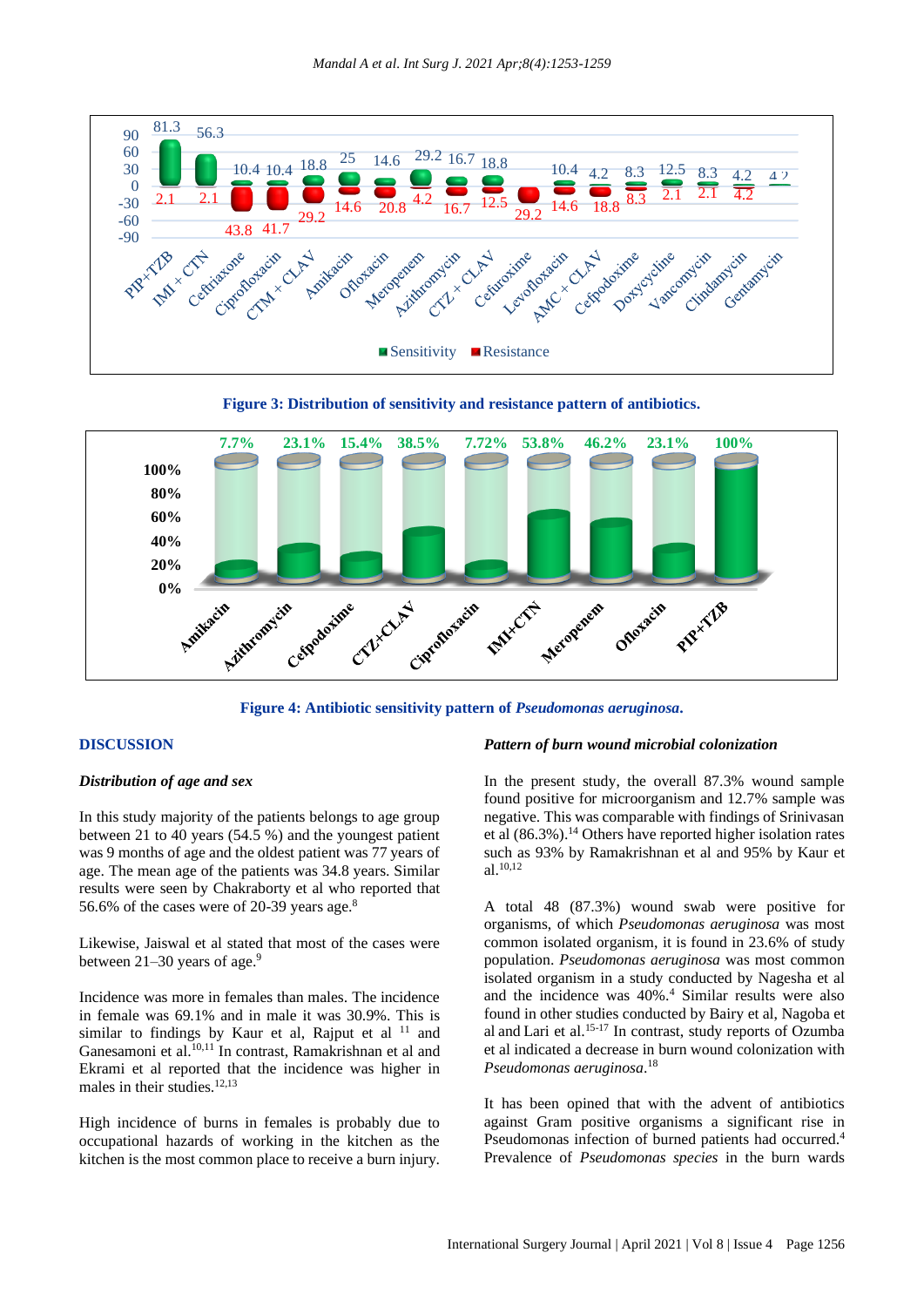Figure 3: Distribution of sensitivity and resistance pattern of antibiotics.

Figure 4: Antibiotic sensitivity pattern of *Pseudomonas aeruginosa*.

## DISCUSSION

### *Distribution of age and sex*

In this study majority of the patients belongs to age group between 21 to 40 years (54.5 %) and the youngest patient was 9 months of age and the oldest patient was 77 years of age. The mean age of the patients was 34.8 years. Similar results were seen by Chakraborty et al who reported that 56.6% of the cases were of 20-39 years age.[8]

Likewise, Jaiswal et al stated that most of the cases were between 21–30 years of age.[9]

Incidence was more in females than males. The incidence in female was 69.1% and in male it was 30.9%. This is similar to findings by Kaur et al, Rajput et al [11] and Ganesamoni et al.[10,11] In contrast, Ramakrishnan et al and Ekrami et al reported that the incidence was higher in males in their studies.[12,13]

High incidence of burns in females is probably due to occupational hazards of working in the kitchen as the kitchen is the most common place to receive a burn injury.

### *Pattern of burn wound microbial colonization*

In the present study, the overall 87.3% wound sample found positive for microorganism and 12.7% sample was negative. This was comparable with findings of Srinivasan et al (86.3%).[14] Others have reported higher isolation rates such as 93% by Ramakrishnan et al and 95% by Kaur et al.[10,12]

A total 48 (87.3%) wound swab were positive for organisms, of which *Pseudomonas aeruginosa* was most common isolated organism, it is found in 23.6% of study population. *Pseudomonas aeruginosa* was most common isolated organism in a study conducted by Nagesha et al and the incidence was 40%.[4] Similar results were also found in other studies conducted by Bairy et al, Nagoba et al and Lari et al.[15-17] In contrast, study reports of Ozumba et al indicated a decrease in burn wound colonization with *Pseudomonas aeruginosa*.[18]

It has been opined that with the advent of antibiotics against Gram positive organisms a significant rise in Pseudomonas infection of burned patients had occurred.[4] Prevalence of *Pseudomonas species* in the burn wards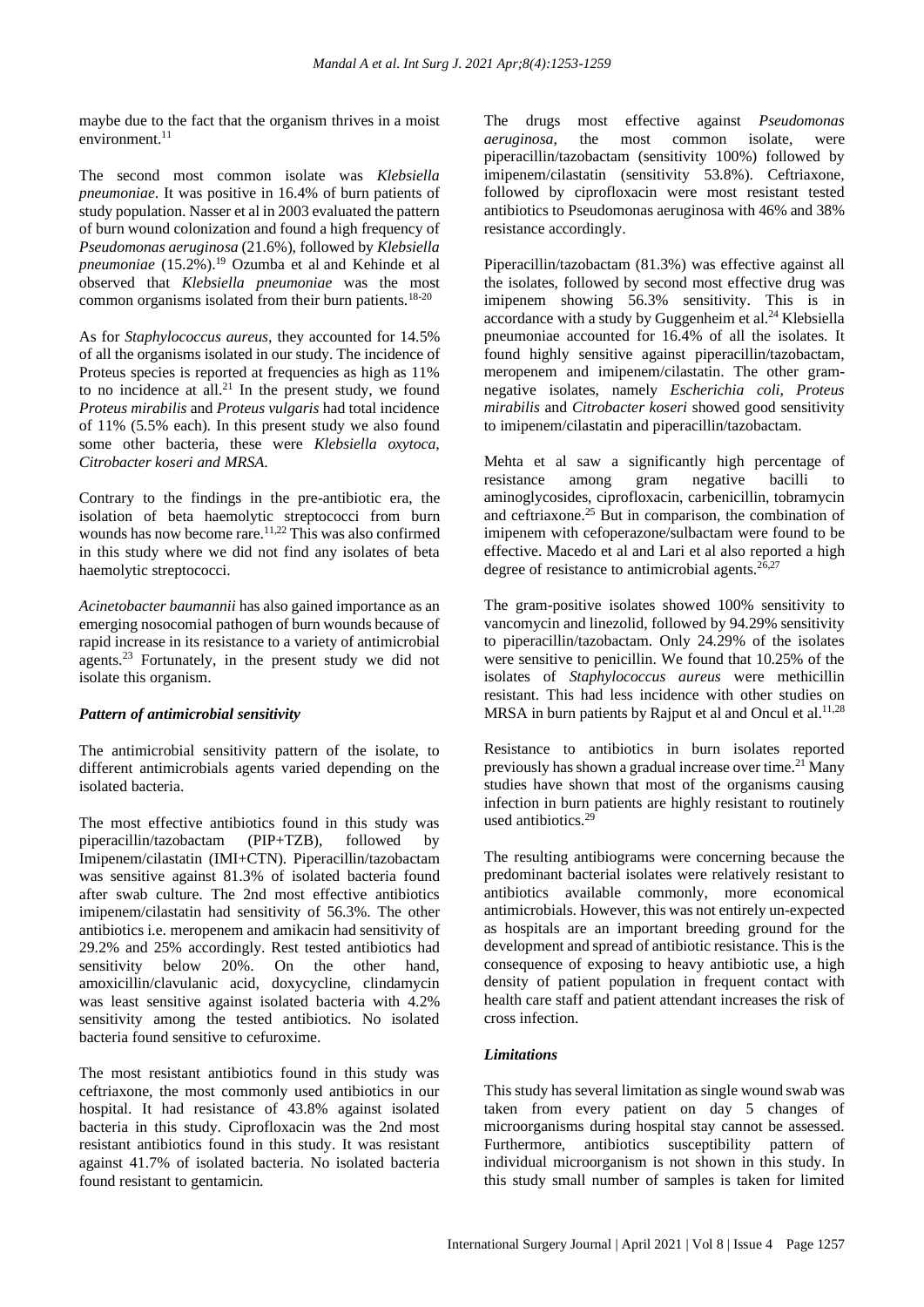maybe due to the fact that the organism thrives in a moist environment.[11]

The second most common isolate was *Klebsiella pneumoniae*. It was positive in 16.4% of burn patients of study population. Nasser et al in 2003 evaluated the pattern of burn wound colonization and found a high frequency of *Pseudomonas aeruginosa* (21.6%), followed by *Klebsiella pneumoniae* (15.2%).[19] Ozumba et al and Kehinde et al observed that *Klebsiella pneumoniae* was the most common organisms isolated from their burn patients.[18-20]

As for *Staphylococcus aureus*, they accounted for 14.5% of all the organisms isolated in our study. The incidence of Proteus species is reported at frequencies as high as 11% to no incidence at all.[21] In the present study, we found *Proteus mirabilis* and *Proteus vulgaris* had total incidence of 11% (5.5% each). In this present study we also found some other bacteria, these were *Klebsiella oxytoca, Citrobacter koseri and MRSA.*

Contrary to the findings in the pre-antibiotic era, the isolation of beta haemolytic streptococci from burn wounds has now become rare.[11,22] This was also confirmed in this study where we did not find any isolates of beta haemolytic streptococci.

*Acinetobacter baumannii* has also gained importance as an emerging nosocomial pathogen of burn wounds because of rapid increase in its resistance to a variety of antimicrobial agents.[23] Fortunately, in the present study we did not isolate this organism.

### *Pattern of antimicrobial sensitivity*

The antimicrobial sensitivity pattern of the isolate, to different antimicrobials agents varied depending on the isolated bacteria.

The most effective antibiotics found in this study was piperacillin/tazobactam (PIP+TZB), followed by Imipenem/cilastatin (IMI+CTN). Piperacillin/tazobactam was sensitive against 81.3% of isolated bacteria found after swab culture. The 2nd most effective antibiotics imipenem/cilastatin had sensitivity of 56.3%. The other antibiotics i.e. meropenem and amikacin had sensitivity of 29.2% and 25% accordingly. Rest tested antibiotics had sensitivity below 20%. On the other hand, amoxicillin/clavulanic acid, doxycycline, clindamycin was least sensitive against isolated bacteria with 4.2% sensitivity among the tested antibiotics. No isolated bacteria found sensitive to cefuroxime.

The most resistant antibiotics found in this study was ceftriaxone, the most commonly used antibiotics in our hospital. It had resistance of 43.8% against isolated bacteria in this study. Ciprofloxacin was the 2nd most resistant antibiotics found in this study. It was resistant against 41.7% of isolated bacteria. No isolated bacteria found resistant to gentamicin.

The drugs most effective against *Pseudomonas aeruginosa*, the most common isolate, were piperacillin/tazobactam (sensitivity 100%) followed by imipenem/cilastatin (sensitivity 53.8%). Ceftriaxone, followed by ciprofloxacin were most resistant tested antibiotics to Pseudomonas aeruginosa with 46% and 38% resistance accordingly.

Piperacillin/tazobactam (81.3%) was effective against all the isolates, followed by second most effective drug was imipenem showing 56.3% sensitivity. This is in accordance with a study by Guggenheim et al.[24] Klebsiella pneumoniae accounted for 16.4% of all the isolates. It found highly sensitive against piperacillin/tazobactam, meropenem and imipenem/cilastatin. The other gram-negative isolates, namely *Escherichia coli, Proteus mirabilis* and *Citrobacter koseri* showed good sensitivity to imipenem/cilastatin and piperacillin/tazobactam.

Mehta et al saw a significantly high percentage of resistance among gram negative bacilli to aminoglycosides, ciprofloxacin, carbenicillin, tobramycin and ceftriaxone.[25] But in comparison, the combination of imipenem with cefoperazone/sulbactam were found to be effective. Macedo et al and Lari et al also reported a high degree of resistance to antimicrobial agents.[26,27]

The gram-positive isolates showed 100% sensitivity to vancomycin and linezolid, followed by 94.29% sensitivity to piperacillin/tazobactam. Only 24.29% of the isolates were sensitive to penicillin. We found that 10.25% of the isolates of *Staphylococcus aureus* were methicillin resistant. This had less incidence with other studies on MRSA in burn patients by Rajput et al and Oncul et al.[11,28]

Resistance to antibiotics in burn isolates reported previously has shown a gradual increase over time.[21] Many studies have shown that most of the organisms causing infection in burn patients are highly resistant to routinely used antibiotics.[29]

The resulting antibiograms were concerning because the predominant bacterial isolates were relatively resistant to antibiotics available commonly, more economical antimicrobials. However, this was not entirely un-expected as hospitals are an important breeding ground for the development and spread of antibiotic resistance. This is the consequence of exposing to heavy antibiotic use, a high density of patient population in frequent contact with health care staff and patient attendant increases the risk of cross infection.

### *Limitations*

This study has several limitation as single wound swab was taken from every patient on day 5 changes of microorganisms during hospital stay cannot be assessed. Furthermore, antibiotics susceptibility pattern of individual microorganism is not shown in this study. In this study small number of samples is taken for limited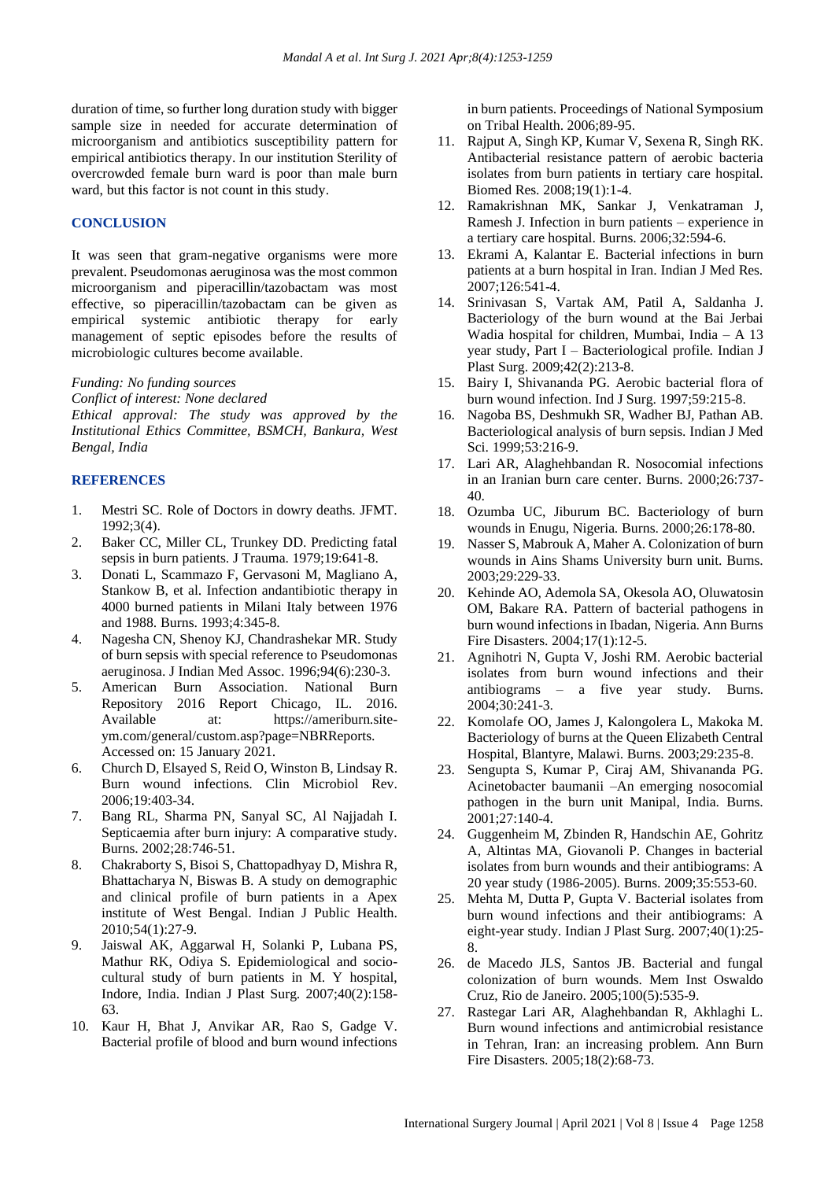duration of time, so further long duration study with bigger sample size in needed for accurate determination of microorganism and antibiotics susceptibility pattern for empirical antibiotics therapy. In our institution Sterility of overcrowded female burn ward is poor than male burn ward, but this factor is not count in this study.

## CONCLUSION

It was seen that gram-negative organisms were more prevalent. Pseudomonas aeruginosa was the most common microorganism and piperacillin/tazobactam was most effective, so piperacillin/tazobactam can be given as empirical systemic antibiotic therapy for early management of septic episodes before the results of microbiologic cultures become available.

*Funding: No funding sources*
*Conflict of interest: None declared*
*Ethical approval: The study was approved by the Institutional Ethics Committee, BSMCH, Bankura, West Bengal, India*

## REFERENCES

1. Mestri SC. Role of Doctors in dowry deaths. JFMT. 1992;3(4).
2. Baker CC, Miller CL, Trunkey DD. Predicting fatal sepsis in burn patients. J Trauma. 1979;19:641-8.
3. Donati L, Scammazo F, Gervasoni M, Magliano A, Stankow B, et al. Infection andantibiotic therapy in 4000 burned patients in Milani Italy between 1976 and 1988. Burns. 1993;4:345-8.
4. Nagesha CN, Shenoy KJ, Chandrashekar MR. Study of burn sepsis with special reference to Pseudomonas aeruginosa. J Indian Med Assoc. 1996;94(6):230-3.
5. American Burn Association. National Burn Repository 2016 Report Chicago, IL. 2016. Available at: https://ameriburn.site-ym.com/general/custom.asp?page=NBRReports. Accessed on: 15 January 2021.
6. Church D, Elsayed S, Reid O, Winston B, Lindsay R. Burn wound infections. Clin Microbiol Rev. 2006;19:403-34.
7. Bang RL, Sharma PN, Sanyal SC, Al Najjadah I. Septicaemia after burn injury: A comparative study. Burns. 2002;28:746-51.
8. Chakraborty S, Bisoi S, Chattopadhyay D, Mishra R, Bhattacharya N, Biswas B. A study on demographic and clinical profile of burn patients in a Apex institute of West Bengal. Indian J Public Health. 2010;54(1):27-9.
9. Jaiswal AK, Aggarwal H, Solanki P, Lubana PS, Mathur RK, Odiya S. Epidemiological and socio-cultural study of burn patients in M. Y hospital, Indore, India. Indian J Plast Surg. 2007;40(2):158-63.
10. Kaur H, Bhat J, Anvikar AR, Rao S, Gadge V. Bacterial profile of blood and burn wound infections in burn patients. Proceedings of National Symposium on Tribal Health. 2006;89-95.
11. Rajput A, Singh KP, Kumar V, Sexena R, Singh RK. Antibacterial resistance pattern of aerobic bacteria isolates from burn patients in tertiary care hospital. Biomed Res. 2008;19(1):1-4.
12. Ramakrishnan MK, Sankar J, Venkatraman J, Ramesh J. Infection in burn patients – experience in a tertiary care hospital. Burns. 2006;32:594-6.
13. Ekrami A, Kalantar E. Bacterial infections in burn patients at a burn hospital in Iran. Indian J Med Res. 2007;126:541-4.
14. Srinivasan S, Vartak AM, Patil A, Saldanha J. Bacteriology of the burn wound at the Bai Jerbai Wadia hospital for children, Mumbai, India – A 13 year study, Part I – Bacteriological profile. Indian J Plast Surg. 2009;42(2):213-8.
15. Bairy I, Shivananda PG. Aerobic bacterial flora of burn wound infection. Ind J Surg. 1997;59:215-8.
16. Nagoba BS, Deshmukh SR, Wadher BJ, Pathan AB. Bacteriological analysis of burn sepsis. Indian J Med Sci. 1999;53:216-9.
17. Lari AR, Alaghehbandan R. Nosocomial infections in an Iranian burn care center. Burns. 2000;26:737-40.
18. Ozumba UC, Jiburum BC. Bacteriology of burn wounds in Enugu, Nigeria. Burns. 2000;26:178-80.
19. Nasser S, Mabrouk A, Maher A. Colonization of burn wounds in Ains Shams University burn unit. Burns. 2003;29:229-33.
20. Kehinde AO, Ademola SA, Okesola AO, Oluwatosin OM, Bakare RA. Pattern of bacterial pathogens in burn wound infections in Ibadan, Nigeria. Ann Burns Fire Disasters. 2004;17(1):12-5.
21. Agnihotri N, Gupta V, Joshi RM. Aerobic bacterial isolates from burn wound infections and their antibiograms – a five year study. Burns. 2004;30:241-3.
22. Komolafe OO, James J, Kalongolera L, Makoka M. Bacteriology of burns at the Queen Elizabeth Central Hospital, Blantyre, Malawi. Burns. 2003;29:235-8.
23. Sengupta S, Kumar P, Ciraj AM, Shivananda PG. Acinetobacter baumanii –An emerging nosocomial pathogen in the burn unit Manipal, India. Burns. 2001;27:140-4.
24. Guggenheim M, Zbinden R, Handschin AE, Gohritz A, Altintas MA, Giovanoli P. Changes in bacterial isolates from burn wounds and their antibiograms: A 20 year study (1986-2005). Burns. 2009;35:553-60.
25. Mehta M, Dutta P, Gupta V. Bacterial isolates from burn wound infections and their antibiograms: A eight-year study. Indian J Plast Surg. 2007;40(1):25-8.
26. de Macedo JLS, Santos JB. Bacterial and fungal colonization of burn wounds. Mem Inst Oswaldo Cruz, Rio de Janeiro. 2005;100(5):535-9.
27. Rastegar Lari AR, Alaghehbandan R, Akhlaghi L. Burn wound infections and antimicrobial resistance in Tehran, Iran: an increasing problem. Ann Burn Fire Disasters. 2005;18(2):68-73.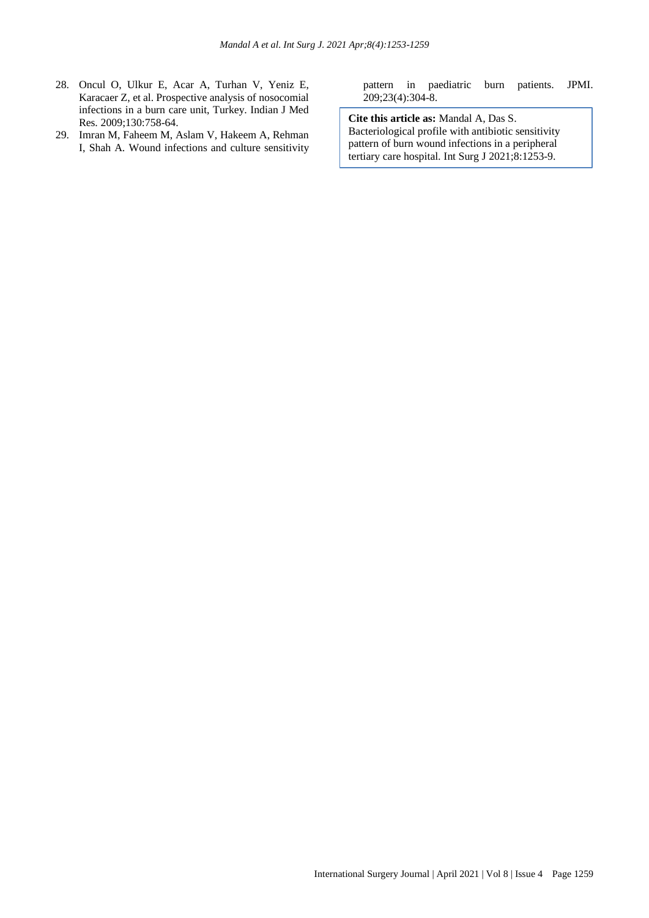28. Oncul O, Ulkur E, Acar A, Turhan V, Yeniz E, Karacaer Z, et al. Prospective analysis of nosocomial infections in a burn care unit, Turkey. Indian J Med Res. 2009;130:758-64.
29. Imran M, Faheem M, Aslam V, Hakeem A, Rehman I, Shah A. Wound infections and culture sensitivity pattern in paediatric burn patients. JPMI. 209;23(4):304-8.

**Cite this article as:** Mandal A, Das S. Bacteriological profile with antibiotic sensitivity pattern of burn wound infections in a peripheral tertiary care hospital. Int Surg J 2021;8:1253-9.